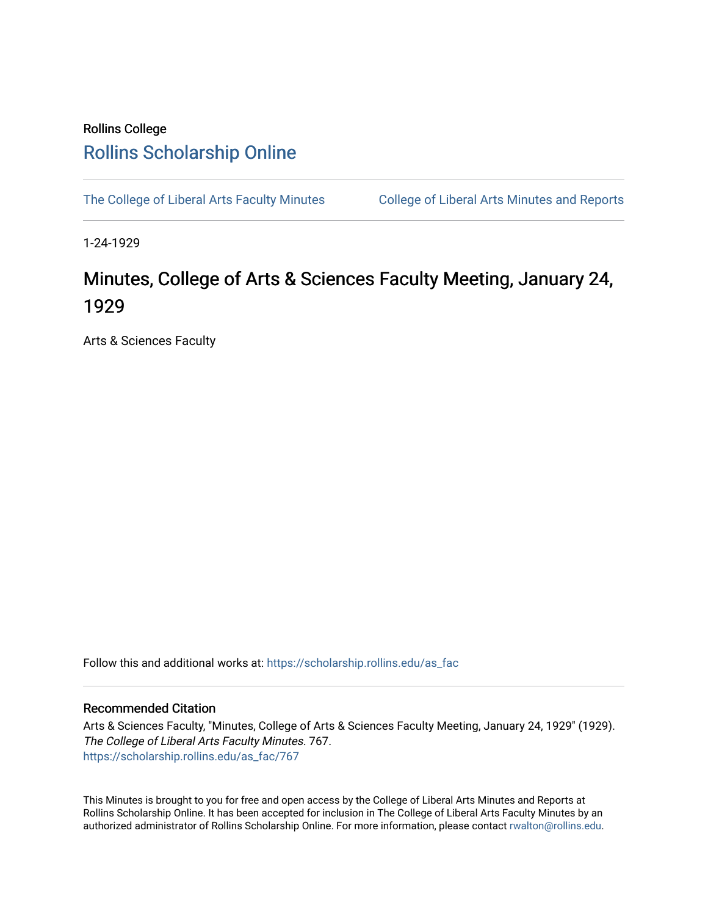Rollins College

# Rollins Scholarship Online

The College of Liberal Arts Faculty Minutes | College of Liberal Arts Minutes and Reports

1-24-1929

# Minutes, College of Arts & Sciences Faculty Meeting, January 24, 1929

Arts & Sciences Faculty

Follow this and additional works at: https://scholarship.rollins.edu/as_fac

## Recommended Citation

Arts & Sciences Faculty, "Minutes, College of Arts & Sciences Faculty Meeting, January 24, 1929" (1929). *The College of Liberal Arts Faculty Minutes*. 767.
https://scholarship.rollins.edu/as_fac/767

This Minutes is brought to you for free and open access by the College of Liberal Arts Minutes and Reports at Rollins Scholarship Online. It has been accepted for inclusion in The College of Liberal Arts Faculty Minutes by an authorized administrator of Rollins Scholarship Online. For more information, please contact rwalton@rollins.edu.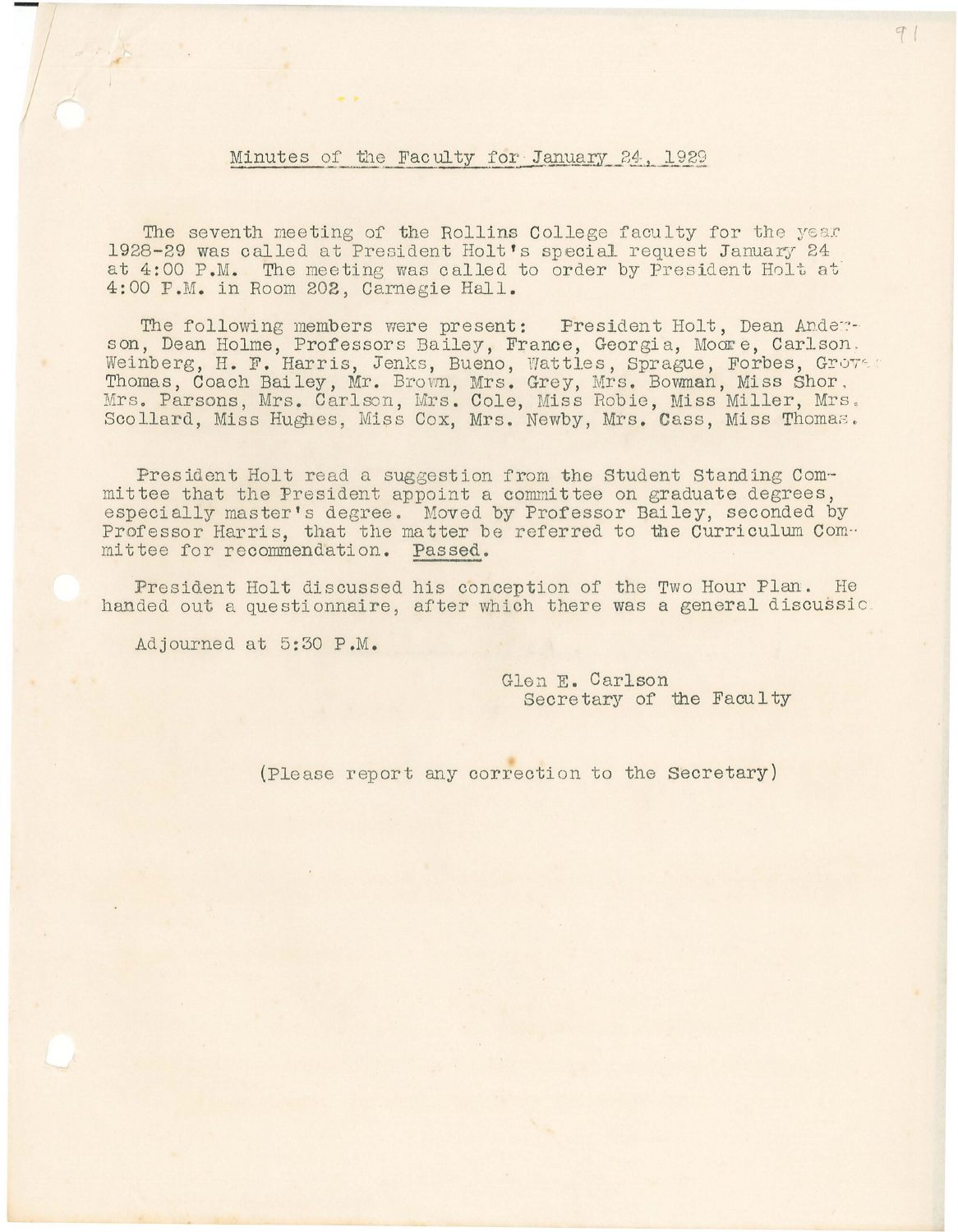Minutes of the Faculty for January 24, 1929

The seventh meeting of the Rollins College faculty for the year 1928-29 was called at President Holt's special request January 24 at 4:00 P.M. The meeting was called to order by President Holt at 4:00 P.M. in Room 202, Carnegie Hall.

The following members were present: President Holt, Dean Anderson, Dean Holme, Professors Bailey, France, Georgia, Moore, Carlson, Weinberg, H. F. Harris, Jenks, Bueno, Wattles, Sprague, Forbes, Grover Thomas, Coach Bailey, Mr. Brown, Mrs. Grey, Mrs. Bowman, Miss Shor, Mrs. Parsons, Mrs. Carlson, Mrs. Cole, Miss Robie, Miss Miller, Mrs. Scollard, Miss Hughes, Miss Cox, Mrs. Newby, Mrs. Cass, Miss Thomas.

President Holt read a suggestion from the Student Standing Committee that the President appoint a committee on graduate degrees, especially master's degree. Moved by Professor Bailey, seconded by Professor Harris, that the matter be referred to the Curriculum Committee for recommendation. Passed.

President Holt discussed his conception of the Two Hour Plan. He handed out a questionnaire, after which there was a general discussion.

Adjourned at 5:30 P.M.

Glen E. Carlson
Secretary of the Faculty

(Please report any correction to the Secretary)